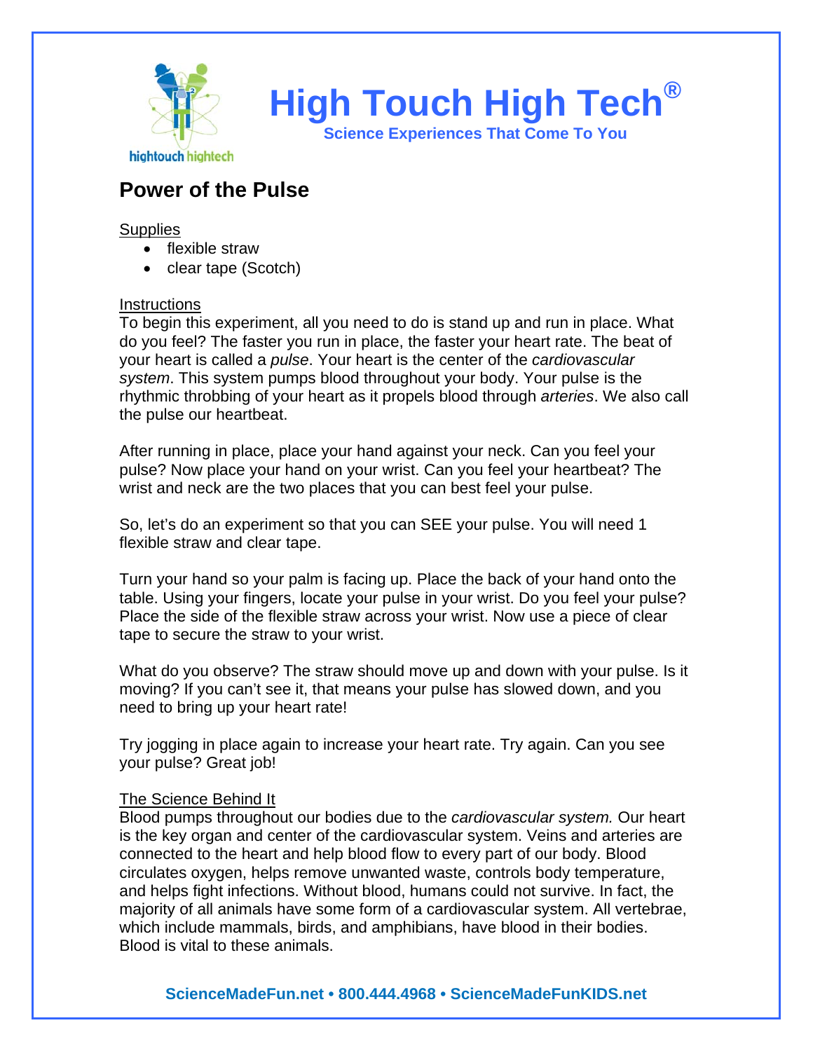# High Touch High Tech®

**Science Experiences That Come To You**

## Power of the Pulse

Supplies

- flexible straw
- clear tape (Scotch)

Instructions

To begin this experiment, all you need to do is stand up and run in place. What do you feel? The faster you run in place, the faster your heart rate. The beat of your heart is called a *pulse*. Your heart is the center of the *cardiovascular system*. This system pumps blood throughout your body. Your pulse is the rhythmic throbbing of your heart as it propels blood through *arteries*. We also call the pulse our heartbeat.

After running in place, place your hand against your neck. Can you feel your pulse? Now place your hand on your wrist. Can you feel your heartbeat? The wrist and neck are the two places that you can best feel your pulse.

So, let's do an experiment so that you can SEE your pulse. You will need 1 flexible straw and clear tape.

Turn your hand so your palm is facing up. Place the back of your hand onto the table. Using your fingers, locate your pulse in your wrist. Do you feel your pulse? Place the side of the flexible straw across your wrist. Now use a piece of clear tape to secure the straw to your wrist.

What do you observe? The straw should move up and down with your pulse. Is it moving? If you can't see it, that means your pulse has slowed down, and you need to bring up your heart rate!

Try jogging in place again to increase your heart rate. Try again. Can you see your pulse? Great job!

The Science Behind It

Blood pumps throughout our bodies due to the *cardiovascular system.* Our heart is the key organ and center of the cardiovascular system. Veins and arteries are connected to the heart and help blood flow to every part of our body. Blood circulates oxygen, helps remove unwanted waste, controls body temperature, and helps fight infections. Without blood, humans could not survive. In fact, the majority of all animals have some form of a cardiovascular system. All vertebrae, which include mammals, birds, and amphibians, have blood in their bodies. Blood is vital to these animals.

**ScienceMadeFun.net • 800.444.4968 • ScienceMadeFunKIDS.net**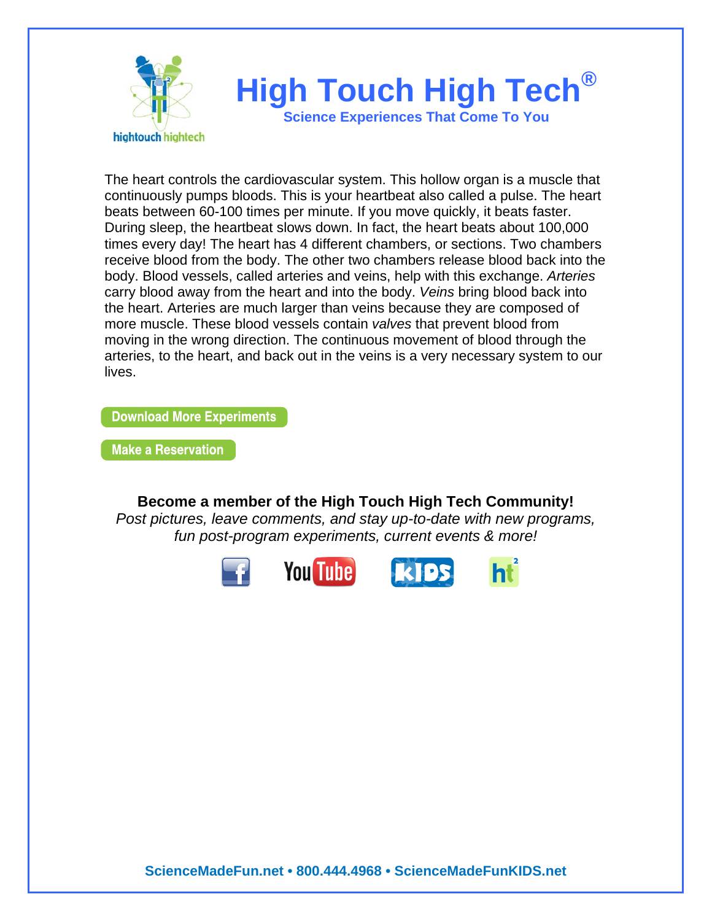# High Touch High Tech®

**Science Experiences That Come To You**

The heart controls the cardiovascular system. This hollow organ is a muscle that continuously pumps bloods. This is your heartbeat also called a pulse. The heart beats between 60-100 times per minute. If you move quickly, it beats faster. During sleep, the heartbeat slows down. In fact, the heart beats about 100,000 times every day! The heart has 4 different chambers, or sections. Two chambers receive blood from the body. The other two chambers release blood back into the body. Blood vessels, called arteries and veins, help with this exchange. *Arteries* carry blood away from the heart and into the body. *Veins* bring blood back into the heart. Arteries are much larger than veins because they are composed of more muscle. These blood vessels contain *valves* that prevent blood from moving in the wrong direction. The continuous movement of blood through the arteries, to the heart, and back out in the veins is a very necessary system to our lives.

Download More Experiments

Make a Reservation

**Become a member of the High Touch High Tech Community!**

*Post pictures, leave comments, and stay up-to-date with new programs, fun post-program experiments, current events & more!*

**ScienceMadeFun.net • 800.444.4968 • ScienceMadeFunKIDS.net**